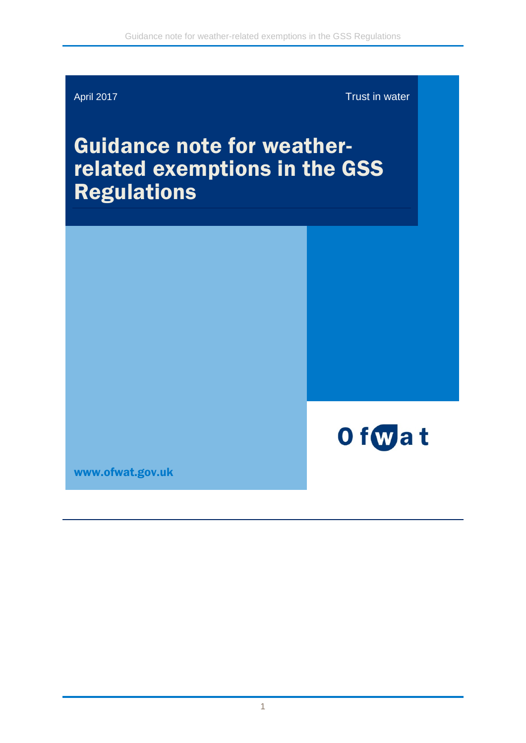April 2017

Trust in water

# Guidance note for weather-related exemptions in the GSS Regulations

Ofwat

www.ofwat.gov.uk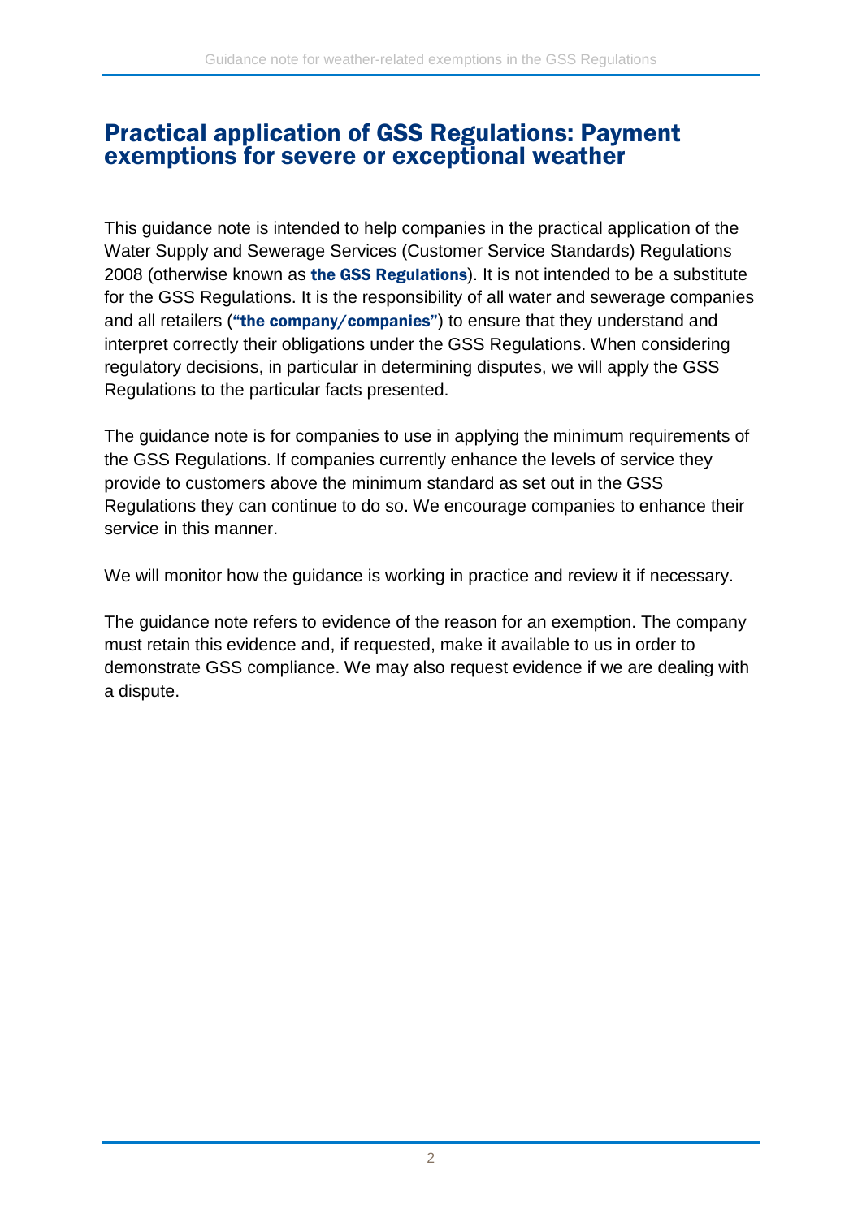# Practical application of GSS Regulations: Payment exemptions for severe or exceptional weather

This guidance note is intended to help companies in the practical application of the Water Supply and Sewerage Services (Customer Service Standards) Regulations 2008 (otherwise known as **the GSS Regulations**). It is not intended to be a substitute for the GSS Regulations. It is the responsibility of all water and sewerage companies and all retailers (**"the company/companies"**) to ensure that they understand and interpret correctly their obligations under the GSS Regulations. When considering regulatory decisions, in particular in determining disputes, we will apply the GSS Regulations to the particular facts presented.

The guidance note is for companies to use in applying the minimum requirements of the GSS Regulations. If companies currently enhance the levels of service they provide to customers above the minimum standard as set out in the GSS Regulations they can continue to do so. We encourage companies to enhance their service in this manner.

We will monitor how the guidance is working in practice and review it if necessary.

The guidance note refers to evidence of the reason for an exemption. The company must retain this evidence and, if requested, make it available to us in order to demonstrate GSS compliance. We may also request evidence if we are dealing with a dispute.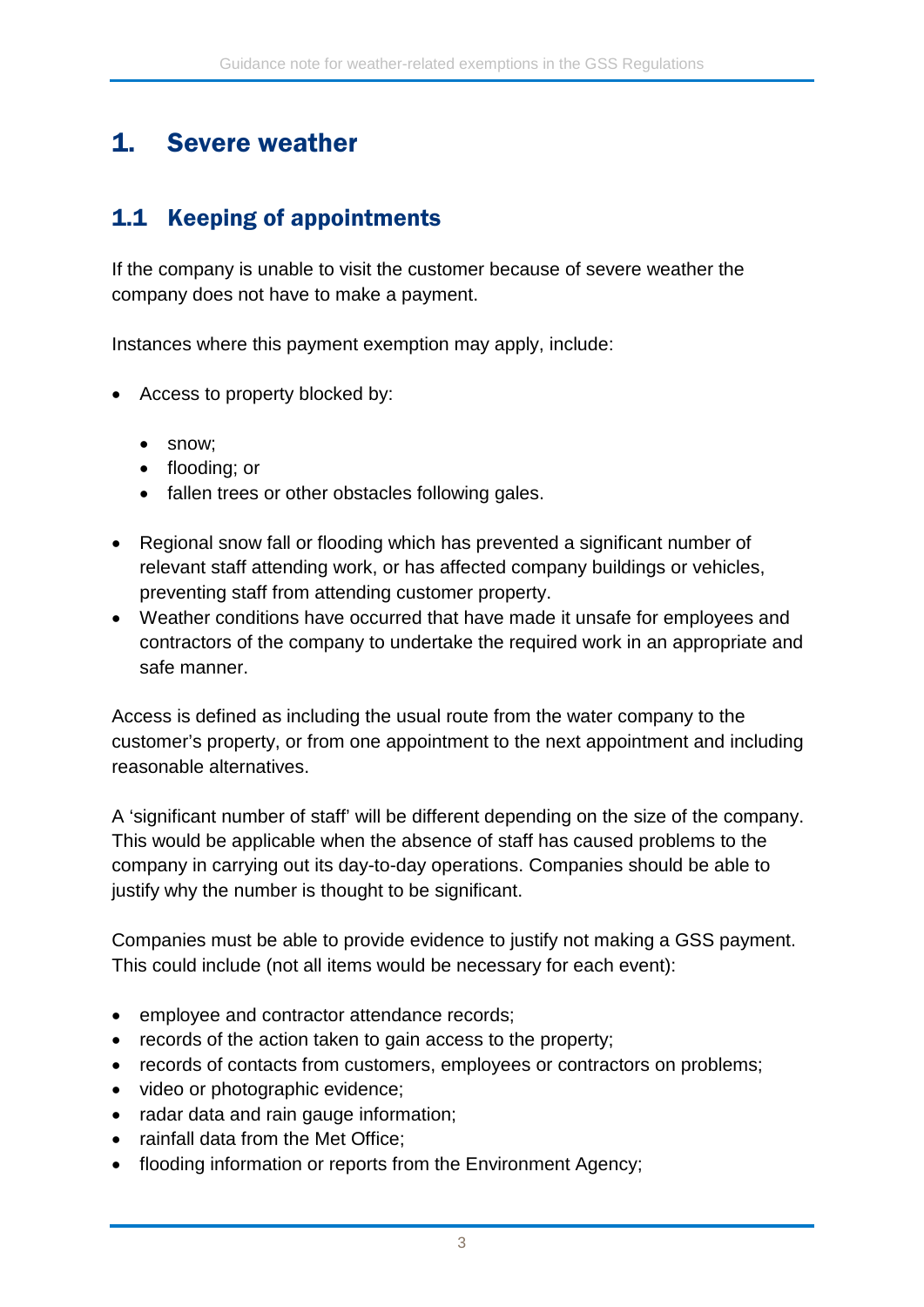# 1. Severe weather

## 1.1 Keeping of appointments

If the company is unable to visit the customer because of severe weather the company does not have to make a payment.

Instances where this payment exemption may apply, include:

- Access to property blocked by:
    - snow;
    - flooding; or
    - fallen trees or other obstacles following gales.
- Regional snow fall or flooding which has prevented a significant number of relevant staff attending work, or has affected company buildings or vehicles, preventing staff from attending customer property.
- Weather conditions have occurred that have made it unsafe for employees and contractors of the company to undertake the required work in an appropriate and safe manner.

Access is defined as including the usual route from the water company to the customer's property, or from one appointment to the next appointment and including reasonable alternatives.

A 'significant number of staff' will be different depending on the size of the company. This would be applicable when the absence of staff has caused problems to the company in carrying out its day-to-day operations. Companies should be able to justify why the number is thought to be significant.

Companies must be able to provide evidence to justify not making a GSS payment. This could include (not all items would be necessary for each event):

- employee and contractor attendance records;
- records of the action taken to gain access to the property;
- records of contacts from customers, employees or contractors on problems;
- video or photographic evidence;
- radar data and rain gauge information;
- rainfall data from the Met Office;
- flooding information or reports from the Environment Agency;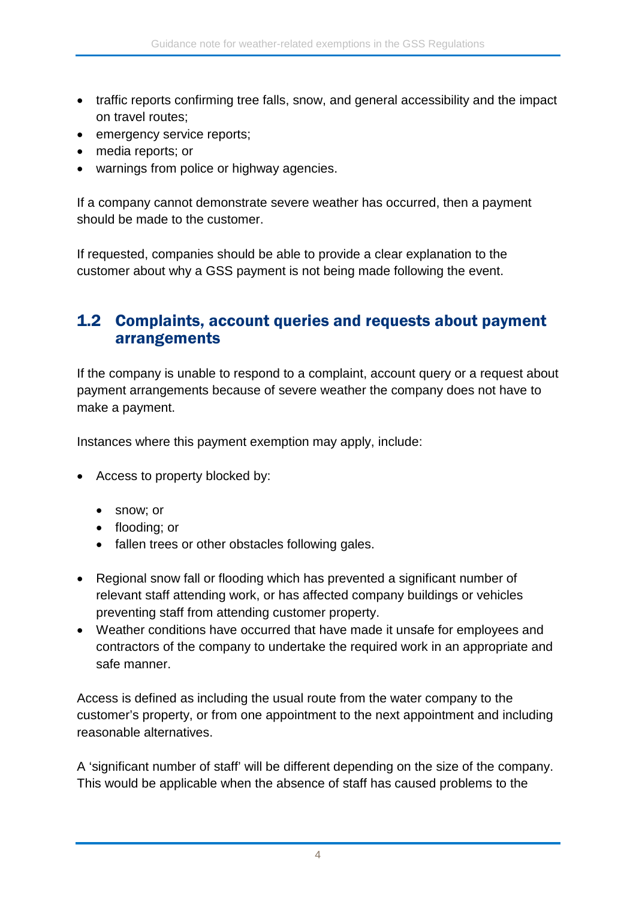- traffic reports confirming tree falls, snow, and general accessibility and the impact on travel routes;
- emergency service reports;
- media reports; or
- warnings from police or highway agencies.

If a company cannot demonstrate severe weather has occurred, then a payment should be made to the customer.

If requested, companies should be able to provide a clear explanation to the customer about why a GSS payment is not being made following the event.

## 1.2 Complaints, account queries and requests about payment arrangements

If the company is unable to respond to a complaint, account query or a request about payment arrangements because of severe weather the company does not have to make a payment.

Instances where this payment exemption may apply, include:

- Access to property blocked by:
    - snow; or
    - flooding; or
    - fallen trees or other obstacles following gales.
- Regional snow fall or flooding which has prevented a significant number of relevant staff attending work, or has affected company buildings or vehicles preventing staff from attending customer property.
- Weather conditions have occurred that have made it unsafe for employees and contractors of the company to undertake the required work in an appropriate and safe manner.

Access is defined as including the usual route from the water company to the customer's property, or from one appointment to the next appointment and including reasonable alternatives.

A 'significant number of staff' will be different depending on the size of the company. This would be applicable when the absence of staff has caused problems to the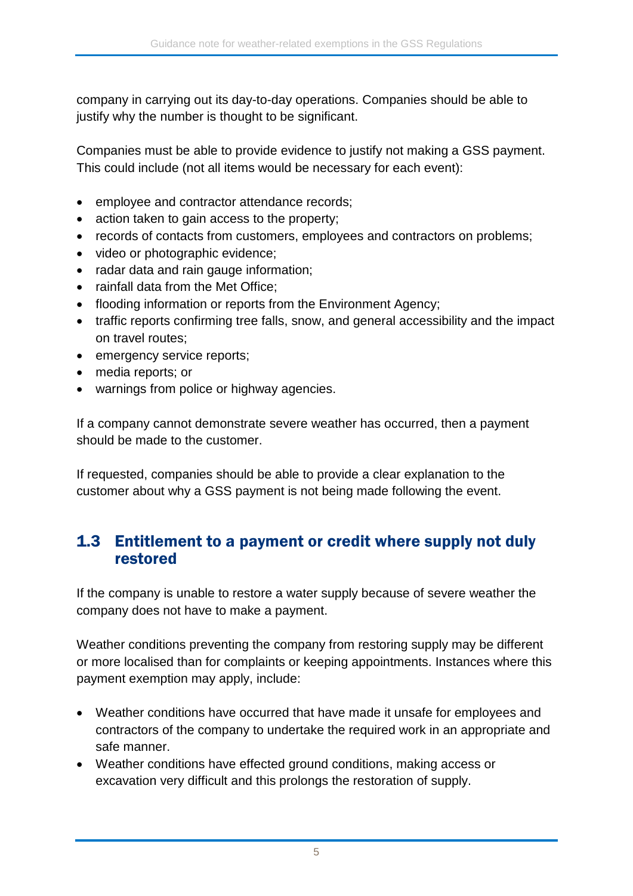company in carrying out its day-to-day operations. Companies should be able to justify why the number is thought to be significant.

Companies must be able to provide evidence to justify not making a GSS payment. This could include (not all items would be necessary for each event):

- employee and contractor attendance records;
- action taken to gain access to the property;
- records of contacts from customers, employees and contractors on problems;
- video or photographic evidence;
- radar data and rain gauge information;
- rainfall data from the Met Office;
- flooding information or reports from the Environment Agency;
- traffic reports confirming tree falls, snow, and general accessibility and the impact on travel routes;
- emergency service reports;
- media reports; or
- warnings from police or highway agencies.

If a company cannot demonstrate severe weather has occurred, then a payment should be made to the customer.

If requested, companies should be able to provide a clear explanation to the customer about why a GSS payment is not being made following the event.

## 1.3 Entitlement to a payment or credit where supply not duly restored

If the company is unable to restore a water supply because of severe weather the company does not have to make a payment.

Weather conditions preventing the company from restoring supply may be different or more localised than for complaints or keeping appointments. Instances where this payment exemption may apply, include:

- Weather conditions have occurred that have made it unsafe for employees and contractors of the company to undertake the required work in an appropriate and safe manner.
- Weather conditions have effected ground conditions, making access or excavation very difficult and this prolongs the restoration of supply.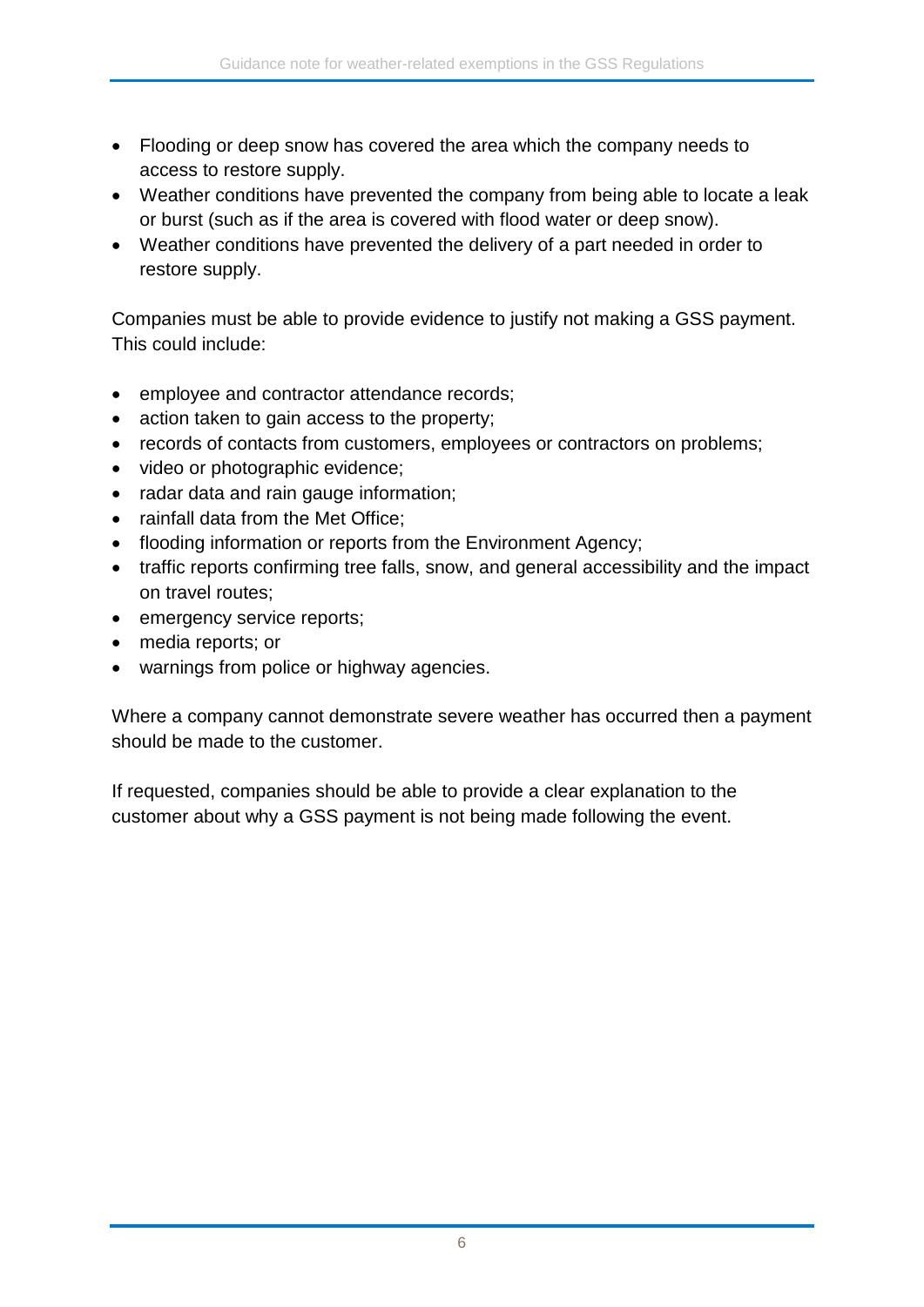- Flooding or deep snow has covered the area which the company needs to access to restore supply.
- Weather conditions have prevented the company from being able to locate a leak or burst (such as if the area is covered with flood water or deep snow).
- Weather conditions have prevented the delivery of a part needed in order to restore supply.

Companies must be able to provide evidence to justify not making a GSS payment. This could include:

- employee and contractor attendance records;
- action taken to gain access to the property;
- records of contacts from customers, employees or contractors on problems;
- video or photographic evidence;
- radar data and rain gauge information;
- rainfall data from the Met Office;
- flooding information or reports from the Environment Agency;
- traffic reports confirming tree falls, snow, and general accessibility and the impact on travel routes;
- emergency service reports;
- media reports; or
- warnings from police or highway agencies.

Where a company cannot demonstrate severe weather has occurred then a payment should be made to the customer.

If requested, companies should be able to provide a clear explanation to the customer about why a GSS payment is not being made following the event.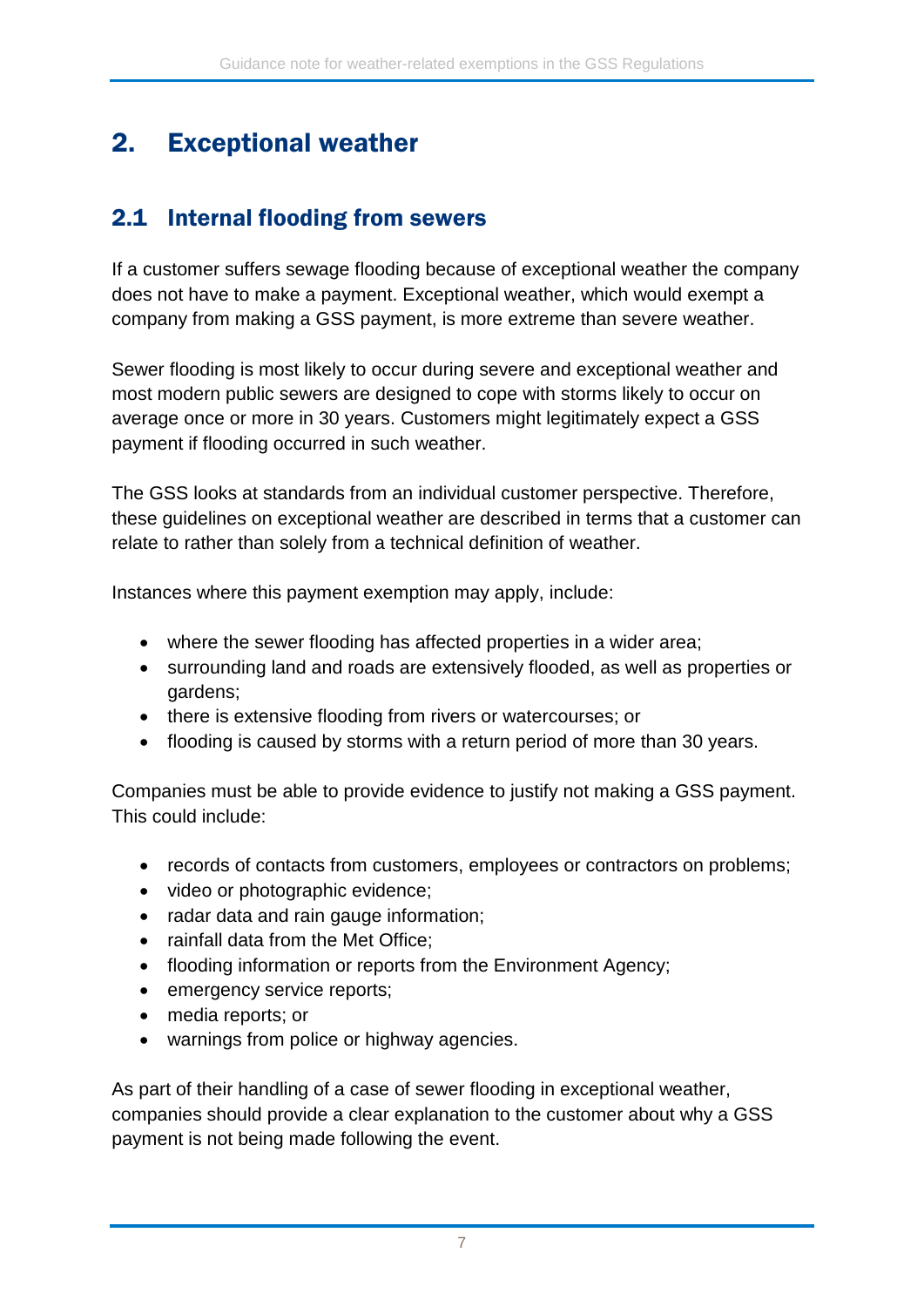# 2. Exceptional weather

## 2.1 Internal flooding from sewers

If a customer suffers sewage flooding because of exceptional weather the company does not have to make a payment. Exceptional weather, which would exempt a company from making a GSS payment, is more extreme than severe weather.

Sewer flooding is most likely to occur during severe and exceptional weather and most modern public sewers are designed to cope with storms likely to occur on average once or more in 30 years. Customers might legitimately expect a GSS payment if flooding occurred in such weather.

The GSS looks at standards from an individual customer perspective. Therefore, these guidelines on exceptional weather are described in terms that a customer can relate to rather than solely from a technical definition of weather.

Instances where this payment exemption may apply, include:

- where the sewer flooding has affected properties in a wider area;
- surrounding land and roads are extensively flooded, as well as properties or gardens;
- there is extensive flooding from rivers or watercourses; or
- flooding is caused by storms with a return period of more than 30 years.

Companies must be able to provide evidence to justify not making a GSS payment. This could include:

- records of contacts from customers, employees or contractors on problems;
- video or photographic evidence;
- radar data and rain gauge information;
- rainfall data from the Met Office;
- flooding information or reports from the Environment Agency;
- emergency service reports;
- media reports; or
- warnings from police or highway agencies.

As part of their handling of a case of sewer flooding in exceptional weather, companies should provide a clear explanation to the customer about why a GSS payment is not being made following the event.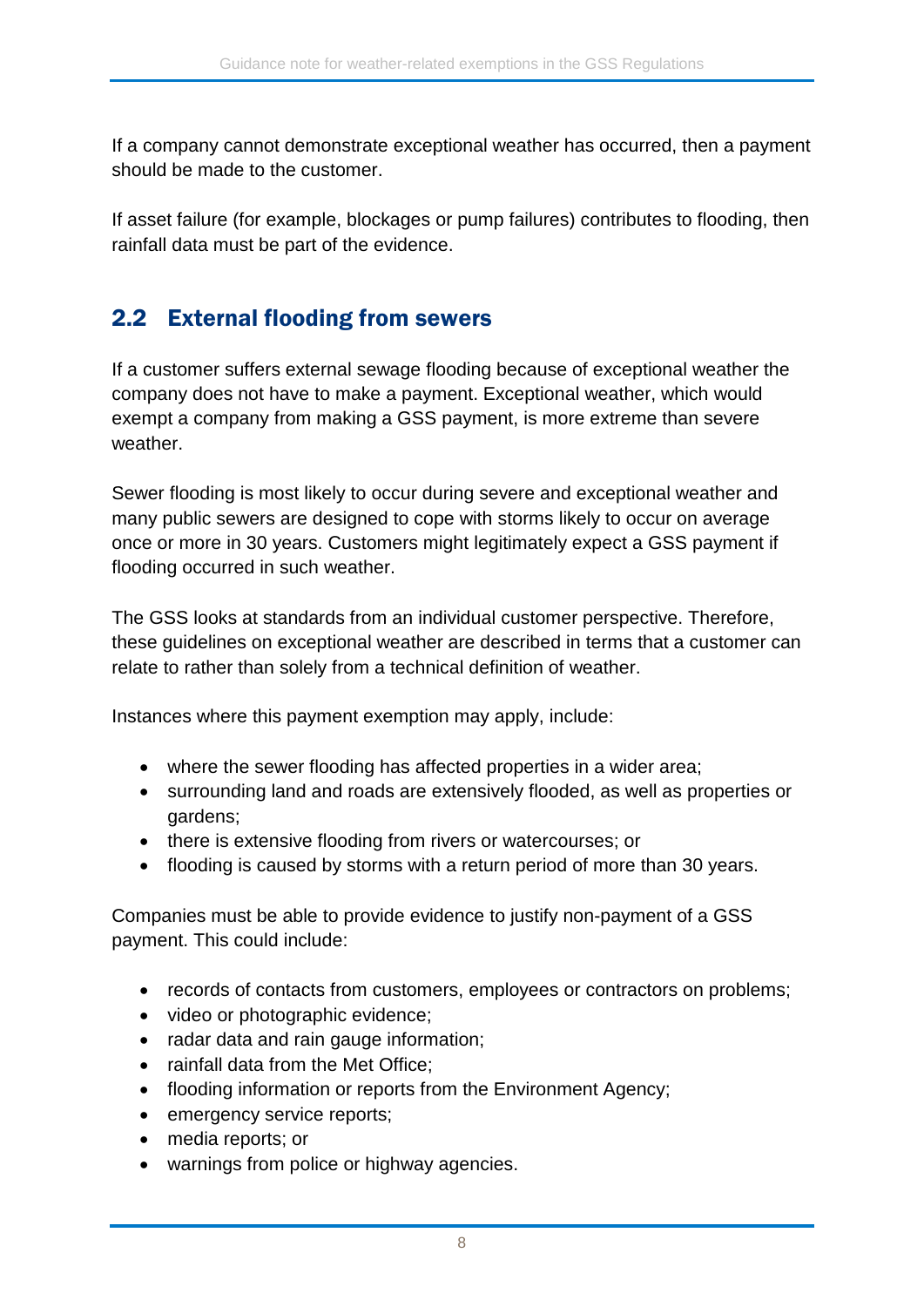If a company cannot demonstrate exceptional weather has occurred, then a payment should be made to the customer.

If asset failure (for example, blockages or pump failures) contributes to flooding, then rainfall data must be part of the evidence.

## 2.2 External flooding from sewers

If a customer suffers external sewage flooding because of exceptional weather the company does not have to make a payment. Exceptional weather, which would exempt a company from making a GSS payment, is more extreme than severe weather.

Sewer flooding is most likely to occur during severe and exceptional weather and many public sewers are designed to cope with storms likely to occur on average once or more in 30 years. Customers might legitimately expect a GSS payment if flooding occurred in such weather.

The GSS looks at standards from an individual customer perspective. Therefore, these guidelines on exceptional weather are described in terms that a customer can relate to rather than solely from a technical definition of weather.

Instances where this payment exemption may apply, include:

- where the sewer flooding has affected properties in a wider area;
- surrounding land and roads are extensively flooded, as well as properties or gardens;
- there is extensive flooding from rivers or watercourses; or
- flooding is caused by storms with a return period of more than 30 years.

Companies must be able to provide evidence to justify non-payment of a GSS payment. This could include:

- records of contacts from customers, employees or contractors on problems;
- video or photographic evidence;
- radar data and rain gauge information;
- rainfall data from the Met Office;
- flooding information or reports from the Environment Agency;
- emergency service reports;
- media reports; or
- warnings from police or highway agencies.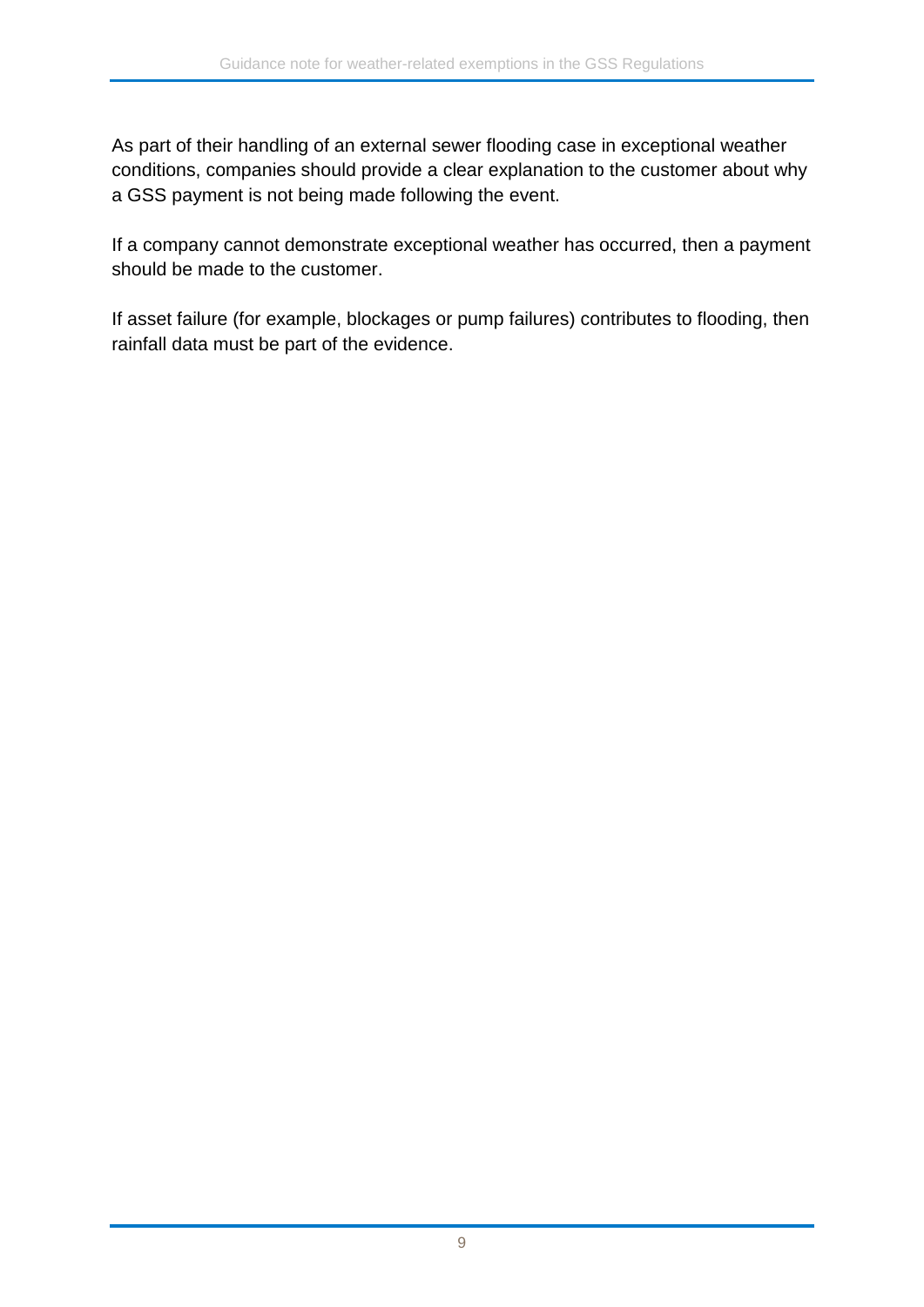As part of their handling of an external sewer flooding case in exceptional weather conditions, companies should provide a clear explanation to the customer about why a GSS payment is not being made following the event.

If a company cannot demonstrate exceptional weather has occurred, then a payment should be made to the customer.

If asset failure (for example, blockages or pump failures) contributes to flooding, then rainfall data must be part of the evidence.